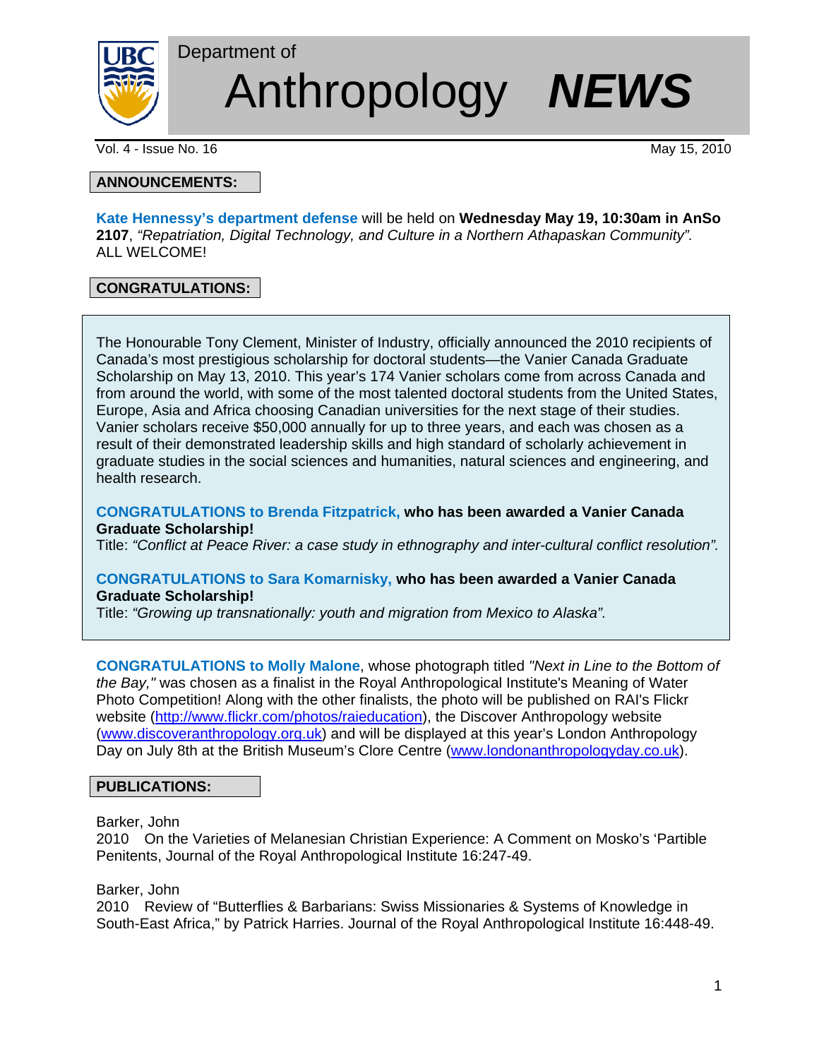Department of

# Anthropology ***NEWS***

Vol. 4 - Issue No. 16 | May 15, 2010

## ANNOUNCEMENTS:

**Kate Hennessy's department defense** will be held on **Wednesday May 19, 10:30am in AnSo 2107**, *"Repatriation, Digital Technology, and Culture in a Northern Athapaskan Community".* ALL WELCOME!

## CONGRATULATIONS:

The Honourable Tony Clement, Minister of Industry, officially announced the 2010 recipients of Canada's most prestigious scholarship for doctoral students—the Vanier Canada Graduate Scholarship on May 13, 2010. This year's 174 Vanier scholars come from across Canada and from around the world, with some of the most talented doctoral students from the United States, Europe, Asia and Africa choosing Canadian universities for the next stage of their studies. Vanier scholars receive $50,000 annually for up to three years, and each was chosen as a result of their demonstrated leadership skills and high standard of scholarly achievement in graduate studies in the social sciences and humanities, natural sciences and engineering, and health research.

**CONGRATULATIONS to Brenda Fitzpatrick, who has been awarded a Vanier Canada Graduate Scholarship!**
Title: *"Conflict at Peace River: a case study in ethnography and inter-cultural conflict resolution".*

**CONGRATULATIONS to Sara Komarnisky, who has been awarded a Vanier Canada Graduate Scholarship!**
Title: *"Growing up transnationally: youth and migration from Mexico to Alaska".*

**CONGRATULATIONS to Molly Malone**, whose photograph titled *"Next in Line to the Bottom of the Bay,"* was chosen as a finalist in the Royal Anthropological Institute's Meaning of Water Photo Competition! Along with the other finalists, the photo will be published on RAI's Flickr website (http://www.flickr.com/photos/raieducation), the Discover Anthropology website (www.discoveranthropology.org.uk) and will be displayed at this year's London Anthropology Day on July 8th at the British Museum's Clore Centre (www.londonanthropologyday.co.uk).

## PUBLICATIONS:

Barker, John
2010 On the Varieties of Melanesian Christian Experience: A Comment on Mosko's 'Partible Penitents, Journal of the Royal Anthropological Institute 16:247-49.

Barker, John
2010 Review of "Butterflies & Barbarians: Swiss Missionaries & Systems of Knowledge in South-East Africa," by Patrick Harries. Journal of the Royal Anthropological Institute 16:448-49.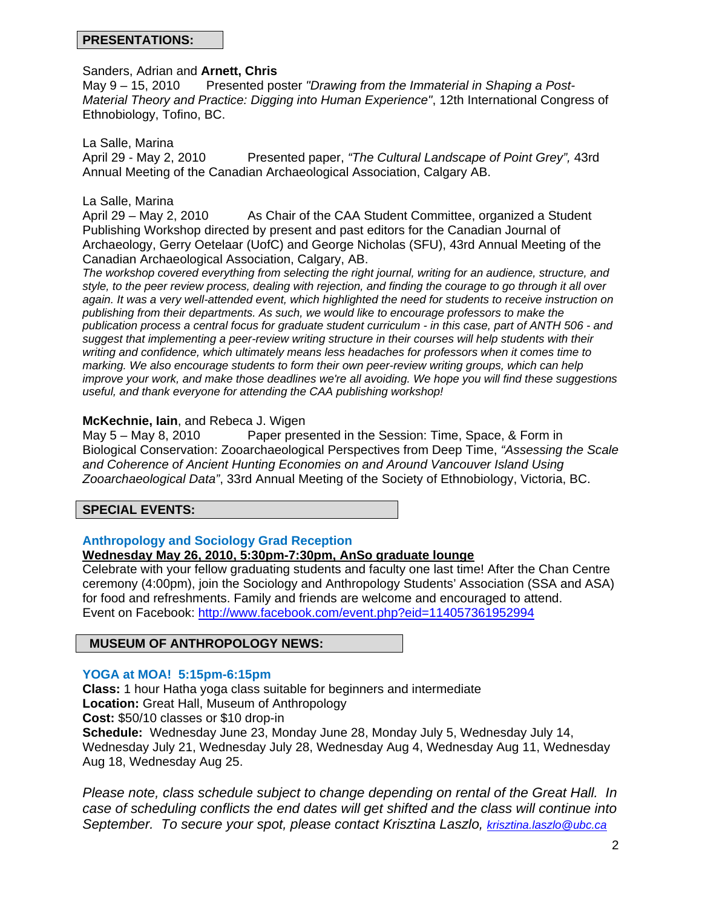## PRESENTATIONS:

Sanders, Adrian and **Arnett, Chris**
May 9 – 15, 2010 Presented poster *"Drawing from the Immaterial in Shaping a Post-Material Theory and Practice: Digging into Human Experience"*, 12th International Congress of Ethnobiology, Tofino, BC.

La Salle, Marina
April 29 - May 2, 2010 Presented paper, *"The Cultural Landscape of Point Grey",* 43rd Annual Meeting of the Canadian Archaeological Association, Calgary AB.

La Salle, Marina
April 29 – May 2, 2010 As Chair of the CAA Student Committee, organized a Student Publishing Workshop directed by present and past editors for the Canadian Journal of Archaeology, Gerry Oetelaar (UofC) and George Nicholas (SFU), 43rd Annual Meeting of the Canadian Archaeological Association, Calgary, AB.
*The workshop covered everything from selecting the right journal, writing for an audience, structure, and style, to the peer review process, dealing with rejection, and finding the courage to go through it all over again. It was a very well-attended event, which highlighted the need for students to receive instruction on publishing from their departments. As such, we would like to encourage professors to make the publication process a central focus for graduate student curriculum - in this case, part of ANTH 506 - and suggest that implementing a peer-review writing structure in their courses will help students with their writing and confidence, which ultimately means less headaches for professors when it comes time to marking. We also encourage students to form their own peer-review writing groups, which can help improve your work, and make those deadlines we're all avoiding. We hope you will find these suggestions useful, and thank everyone for attending the CAA publishing workshop!*

**McKechnie, Iain**, and Rebeca J. Wigen
May 5 – May 8, 2010 Paper presented in the Session: Time, Space, & Form in Biological Conservation: Zooarchaeological Perspectives from Deep Time, *"Assessing the Scale and Coherence of Ancient Hunting Economies on and Around Vancouver Island Using Zooarchaeological Data"*, 33rd Annual Meeting of the Society of Ethnobiology, Victoria, BC.

## SPECIAL EVENTS:

### Anthropology and Sociology Grad Reception

**Wednesday May 26, 2010, 5:30pm-7:30pm, AnSo graduate lounge**
Celebrate with your fellow graduating students and faculty one last time! After the Chan Centre ceremony (4:00pm), join the Sociology and Anthropology Students' Association (SSA and ASA) for food and refreshments. Family and friends are welcome and encouraged to attend.
Event on Facebook: http://www.facebook.com/event.php?eid=114057361952994

## MUSEUM OF ANTHROPOLOGY NEWS:

### YOGA at MOA! 5:15pm-6:15pm

**Class:** 1 hour Hatha yoga class suitable for beginners and intermediate
**Location:** Great Hall, Museum of Anthropology
**Cost:** $50/10 classes or $10 drop-in
**Schedule:** Wednesday June 23, Monday June 28, Monday July 5, Wednesday July 14, Wednesday July 21, Wednesday July 28, Wednesday Aug 4, Wednesday Aug 11, Wednesday Aug 18, Wednesday Aug 25.

*Please note, class schedule subject to change depending on rental of the Great Hall. In case of scheduling conflicts the end dates will get shifted and the class will continue into September. To secure your spot, please contact Krisztina Laszlo,* krisztina.laszlo@ubc.ca